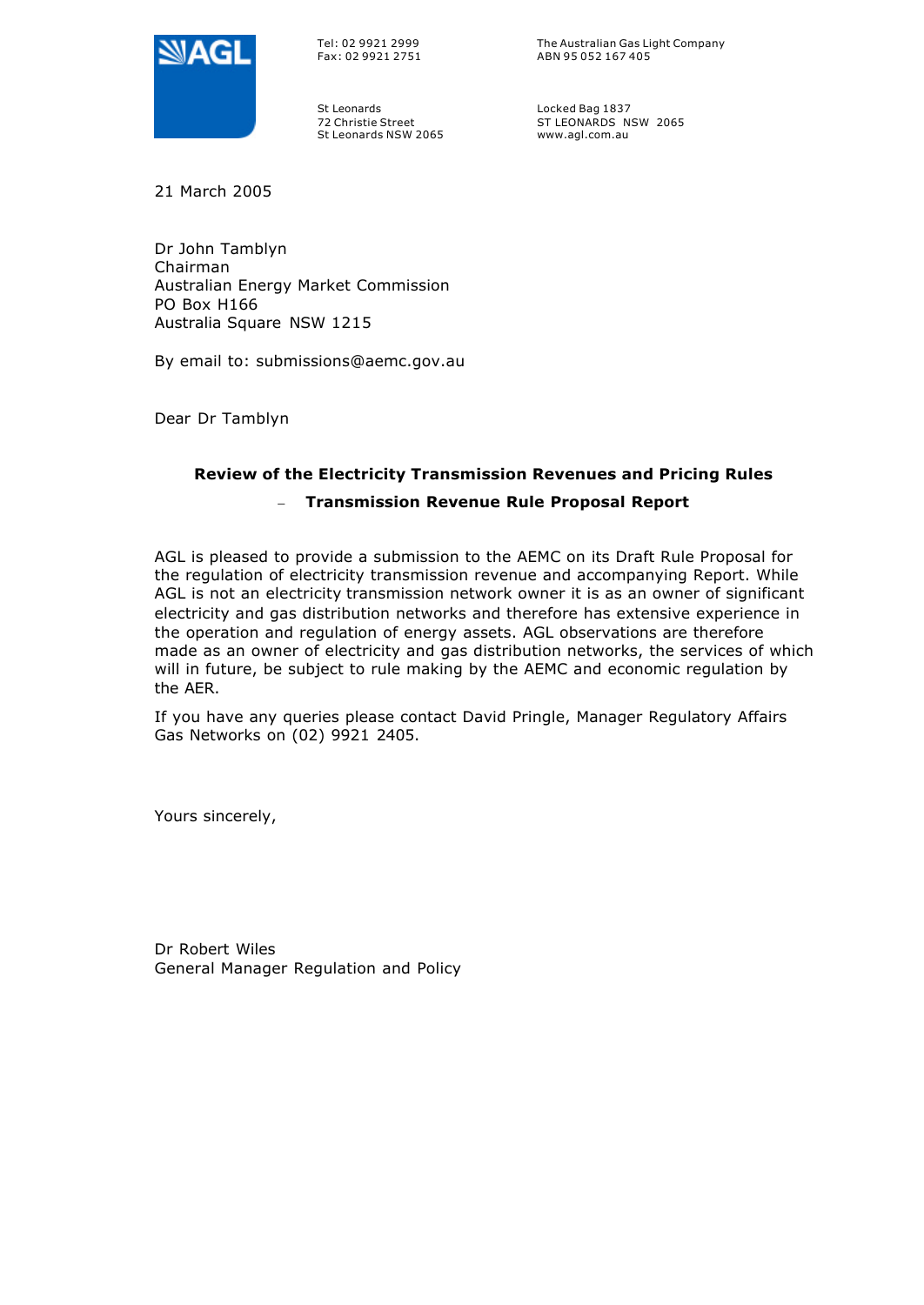AGL

Tel: 02 9921 2999
Fax: 02 9921 2751

St Leonards
72 Christie Street
St Leonards NSW 2065

The Australian Gas Light Company
ABN 95 052 167 405

Locked Bag 1837
ST LEONARDS NSW 2065
www.agl.com.au

21 March 2005

Dr John Tamblyn
Chairman
Australian Energy Market Commission
PO Box H166
Australia Square NSW 1215

By email to: submissions@aemc.gov.au

Dear Dr Tamblyn

**Review of the Electricity Transmission Revenues and Pricing Rules**

**– Transmission Revenue Rule Proposal Report**

AGL is pleased to provide a submission to the AEMC on its Draft Rule Proposal for the regulation of electricity transmission revenue and accompanying Report. While AGL is not an electricity transmission network owner it is as an owner of significant electricity and gas distribution networks and therefore has extensive experience in the operation and regulation of energy assets. AGL observations are therefore made as an owner of electricity and gas distribution networks, the services of which will in future, be subject to rule making by the AEMC and economic regulation by the AER.

If you have any queries please contact David Pringle, Manager Regulatory Affairs Gas Networks on (02) 9921 2405.

Yours sincerely,

Dr Robert Wiles
General Manager Regulation and Policy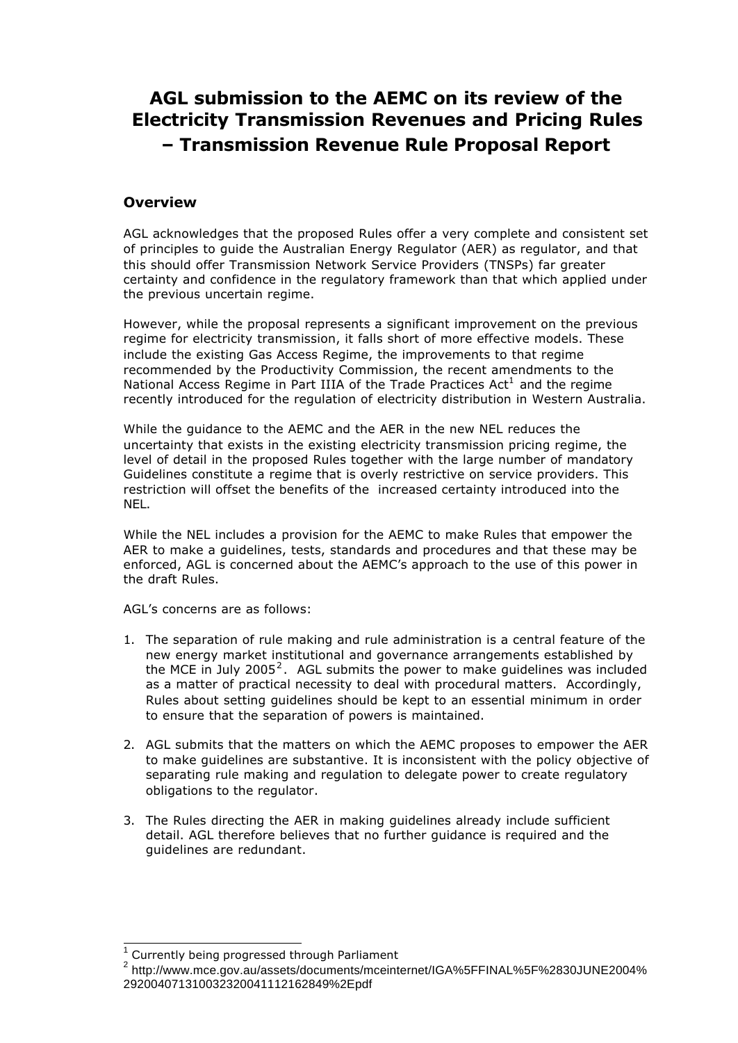# AGL submission to the AEMC on its review of the Electricity Transmission Revenues and Pricing Rules – Transmission Revenue Rule Proposal Report

## Overview

AGL acknowledges that the proposed Rules offer a very complete and consistent set of principles to guide the Australian Energy Regulator (AER) as regulator, and that this should offer Transmission Network Service Providers (TNSPs) far greater certainty and confidence in the regulatory framework than that which applied under the previous uncertain regime.

However, while the proposal represents a significant improvement on the previous regime for electricity transmission, it falls short of more effective models. These include the existing Gas Access Regime, the improvements to that regime recommended by the Productivity Commission, the recent amendments to the National Access Regime in Part IIIA of the Trade Practices Act[1] and the regime recently introduced for the regulation of electricity distribution in Western Australia.

While the guidance to the AEMC and the AER in the new NEL reduces the uncertainty that exists in the existing electricity transmission pricing regime, the level of detail in the proposed Rules together with the large number of mandatory Guidelines constitute a regime that is overly restrictive on service providers. This restriction will offset the benefits of the increased certainty introduced into the NEL.

While the NEL includes a provision for the AEMC to make Rules that empower the AER to make a guidelines, tests, standards and procedures and that these may be enforced, AGL is concerned about the AEMC's approach to the use of this power in the draft Rules.

AGL's concerns are as follows:

1. The separation of rule making and rule administration is a central feature of the new energy market institutional and governance arrangements established by the MCE in July 2005[2]. AGL submits the power to make guidelines was included as a matter of practical necessity to deal with procedural matters. Accordingly, Rules about setting guidelines should be kept to an essential minimum in order to ensure that the separation of powers is maintained.

2. AGL submits that the matters on which the AEMC proposes to empower the AER to make guidelines are substantive. It is inconsistent with the policy objective of separating rule making and regulation to delegate power to create regulatory obligations to the regulator.

3. The Rules directing the AER in making guidelines already include sufficient detail. AGL therefore believes that no further guidance is required and the guidelines are redundant.

---

[1] Currently being progressed through Parliament

[2] http://www.mce.gov.au/assets/documents/mceinternet/IGA%5FFINAL%5F%2830JUNE2004%29200407131003232004111216​2849%2Epdf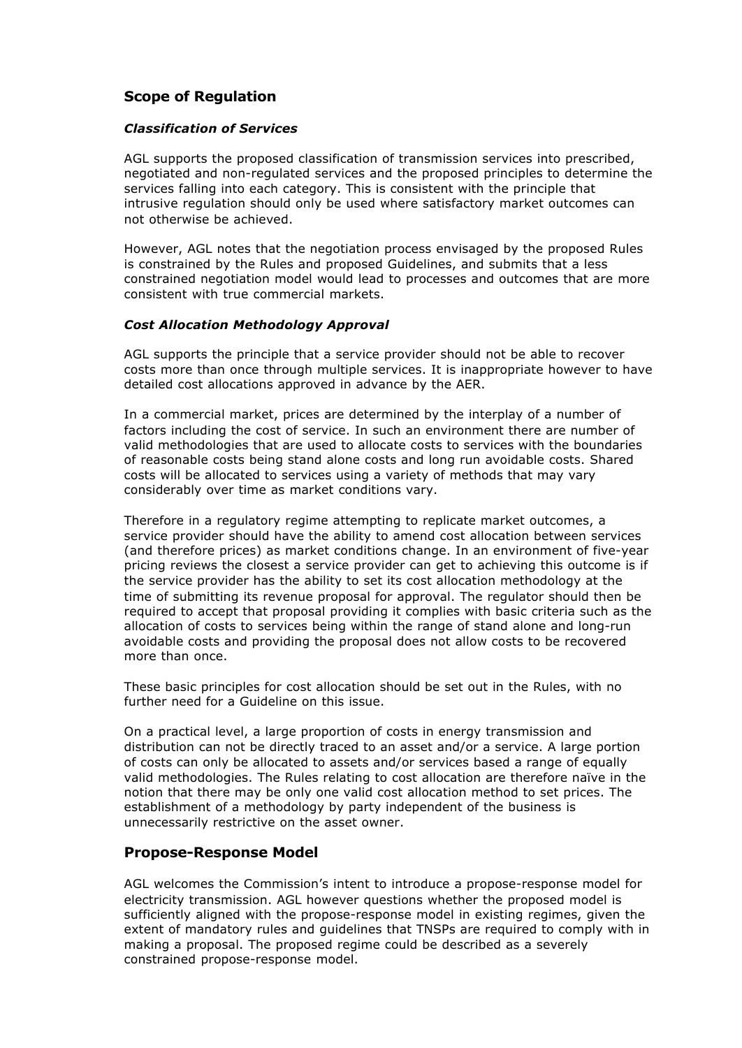## Scope of Regulation

### *Classification of Services*

AGL supports the proposed classification of transmission services into prescribed, negotiated and non-regulated services and the proposed principles to determine the services falling into each category. This is consistent with the principle that intrusive regulation should only be used where satisfactory market outcomes can not otherwise be achieved.

However, AGL notes that the negotiation process envisaged by the proposed Rules is constrained by the Rules and proposed Guidelines, and submits that a less constrained negotiation model would lead to processes and outcomes that are more consistent with true commercial markets.

### *Cost Allocation Methodology Approval*

AGL supports the principle that a service provider should not be able to recover costs more than once through multiple services. It is inappropriate however to have detailed cost allocations approved in advance by the AER.

In a commercial market, prices are determined by the interplay of a number of factors including the cost of service. In such an environment there are number of valid methodologies that are used to allocate costs to services with the boundaries of reasonable costs being stand alone costs and long run avoidable costs. Shared costs will be allocated to services using a variety of methods that may vary considerably over time as market conditions vary.

Therefore in a regulatory regime attempting to replicate market outcomes, a service provider should have the ability to amend cost allocation between services (and therefore prices) as market conditions change. In an environment of five-year pricing reviews the closest a service provider can get to achieving this outcome is if the service provider has the ability to set its cost allocation methodology at the time of submitting its revenue proposal for approval. The regulator should then be required to accept that proposal providing it complies with basic criteria such as the allocation of costs to services being within the range of stand alone and long-run avoidable costs and providing the proposal does not allow costs to be recovered more than once.

These basic principles for cost allocation should be set out in the Rules, with no further need for a Guideline on this issue.

On a practical level, a large proportion of costs in energy transmission and distribution can not be directly traced to an asset and/or a service. A large portion of costs can only be allocated to assets and/or services based a range of equally valid methodologies. The Rules relating to cost allocation are therefore naïve in the notion that there may be only one valid cost allocation method to set prices. The establishment of a methodology by party independent of the business is unnecessarily restrictive on the asset owner.

## Propose-Response Model

AGL welcomes the Commission's intent to introduce a propose-response model for electricity transmission. AGL however questions whether the proposed model is sufficiently aligned with the propose-response model in existing regimes, given the extent of mandatory rules and guidelines that TNSPs are required to comply with in making a proposal. The proposed regime could be described as a severely constrained propose-response model.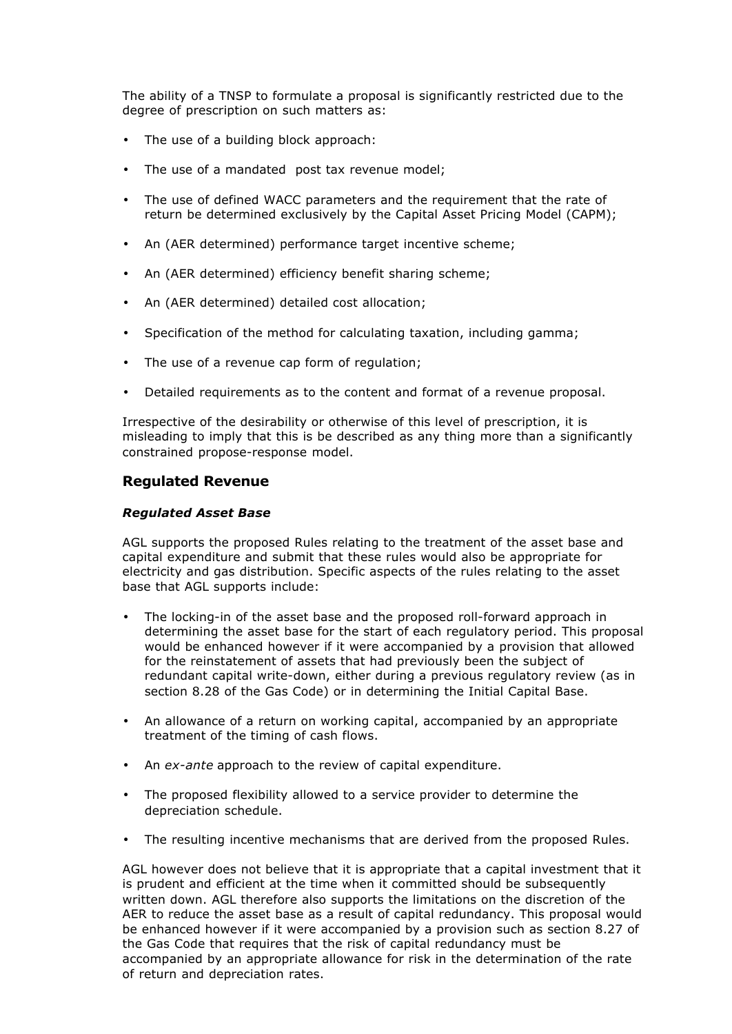The ability of a TNSP to formulate a proposal is significantly restricted due to the degree of prescription on such matters as:

- The use of a building block approach:
- The use of a mandated post tax revenue model;
- The use of defined WACC parameters and the requirement that the rate of return be determined exclusively by the Capital Asset Pricing Model (CAPM);
- An (AER determined) performance target incentive scheme;
- An (AER determined) efficiency benefit sharing scheme;
- An (AER determined) detailed cost allocation;
- Specification of the method for calculating taxation, including gamma;
- The use of a revenue cap form of regulation;
- Detailed requirements as to the content and format of a revenue proposal.

Irrespective of the desirability or otherwise of this level of prescription, it is misleading to imply that this is be described as any thing more than a significantly constrained propose-response model.

## Regulated Revenue

### *Regulated Asset Base*

AGL supports the proposed Rules relating to the treatment of the asset base and capital expenditure and submit that these rules would also be appropriate for electricity and gas distribution. Specific aspects of the rules relating to the asset base that AGL supports include:

- The locking-in of the asset base and the proposed roll-forward approach in determining the asset base for the start of each regulatory period. This proposal would be enhanced however if it were accompanied by a provision that allowed for the reinstatement of assets that had previously been the subject of redundant capital write-down, either during a previous regulatory review (as in section 8.28 of the Gas Code) or in determining the Initial Capital Base.
- An allowance of a return on working capital, accompanied by an appropriate treatment of the timing of cash flows.
- An *ex-ante* approach to the review of capital expenditure.
- The proposed flexibility allowed to a service provider to determine the depreciation schedule.
- The resulting incentive mechanisms that are derived from the proposed Rules.

AGL however does not believe that it is appropriate that a capital investment that it is prudent and efficient at the time when it committed should be subsequently written down. AGL therefore also supports the limitations on the discretion of the AER to reduce the asset base as a result of capital redundancy. This proposal would be enhanced however if it were accompanied by a provision such as section 8.27 of the Gas Code that requires that the risk of capital redundancy must be accompanied by an appropriate allowance for risk in the determination of the rate of return and depreciation rates.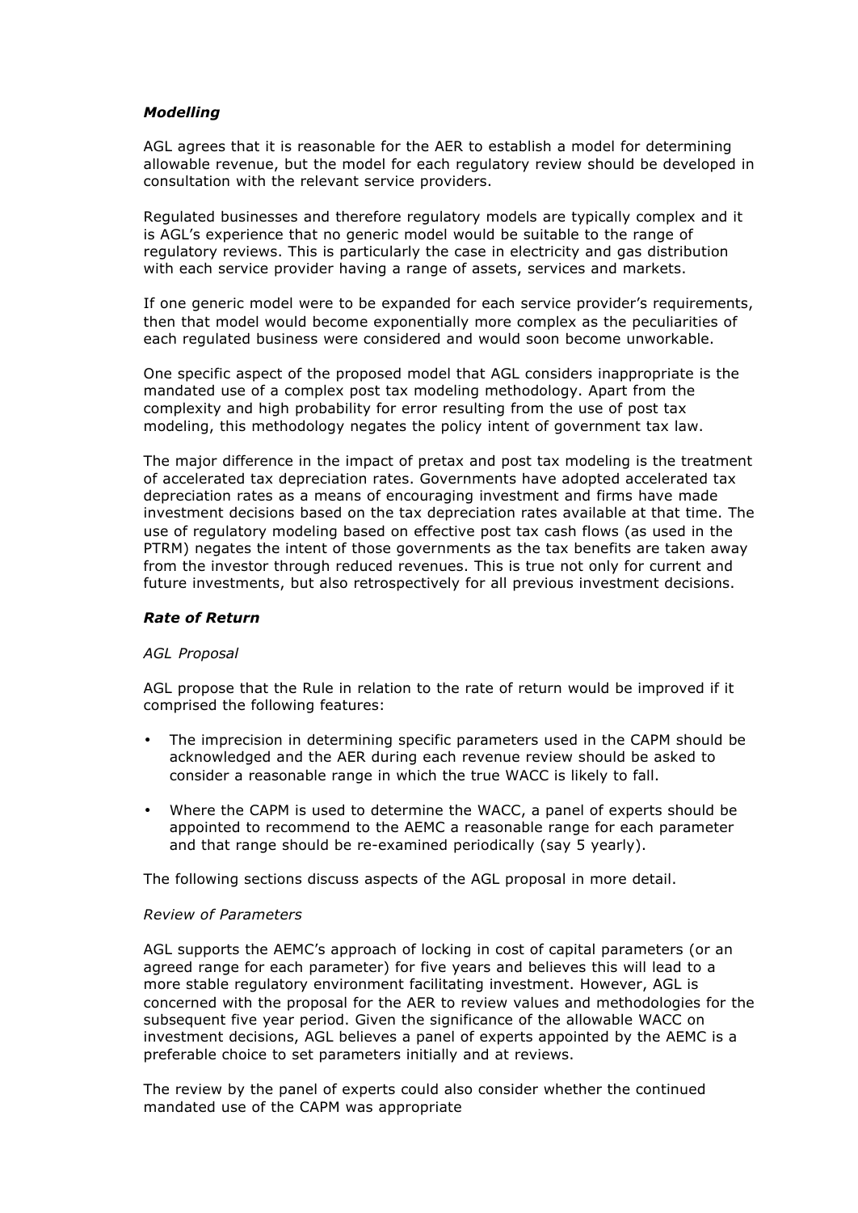### *Modelling*

AGL agrees that it is reasonable for the AER to establish a model for determining allowable revenue, but the model for each regulatory review should be developed in consultation with the relevant service providers.

Regulated businesses and therefore regulatory models are typically complex and it is AGL's experience that no generic model would be suitable to the range of regulatory reviews. This is particularly the case in electricity and gas distribution with each service provider having a range of assets, services and markets.

If one generic model were to be expanded for each service provider's requirements, then that model would become exponentially more complex as the peculiarities of each regulated business were considered and would soon become unworkable.

One specific aspect of the proposed model that AGL considers inappropriate is the mandated use of a complex post tax modeling methodology. Apart from the complexity and high probability for error resulting from the use of post tax modeling, this methodology negates the policy intent of government tax law.

The major difference in the impact of pretax and post tax modeling is the treatment of accelerated tax depreciation rates. Governments have adopted accelerated tax depreciation rates as a means of encouraging investment and firms have made investment decisions based on the tax depreciation rates available at that time. The use of regulatory modeling based on effective post tax cash flows (as used in the PTRM) negates the intent of those governments as the tax benefits are taken away from the investor through reduced revenues. This is true not only for current and future investments, but also retrospectively for all previous investment decisions.

### *Rate of Return*

*AGL Proposal*

AGL propose that the Rule in relation to the rate of return would be improved if it comprised the following features:

- The imprecision in determining specific parameters used in the CAPM should be acknowledged and the AER during each revenue review should be asked to consider a reasonable range in which the true WACC is likely to fall.
- Where the CAPM is used to determine the WACC, a panel of experts should be appointed to recommend to the AEMC a reasonable range for each parameter and that range should be re-examined periodically (say 5 yearly).

The following sections discuss aspects of the AGL proposal in more detail.

*Review of Parameters*

AGL supports the AEMC's approach of locking in cost of capital parameters (or an agreed range for each parameter) for five years and believes this will lead to a more stable regulatory environment facilitating investment. However, AGL is concerned with the proposal for the AER to review values and methodologies for the subsequent five year period. Given the significance of the allowable WACC on investment decisions, AGL believes a panel of experts appointed by the AEMC is a preferable choice to set parameters initially and at reviews.

The review by the panel of experts could also consider whether the continued mandated use of the CAPM was appropriate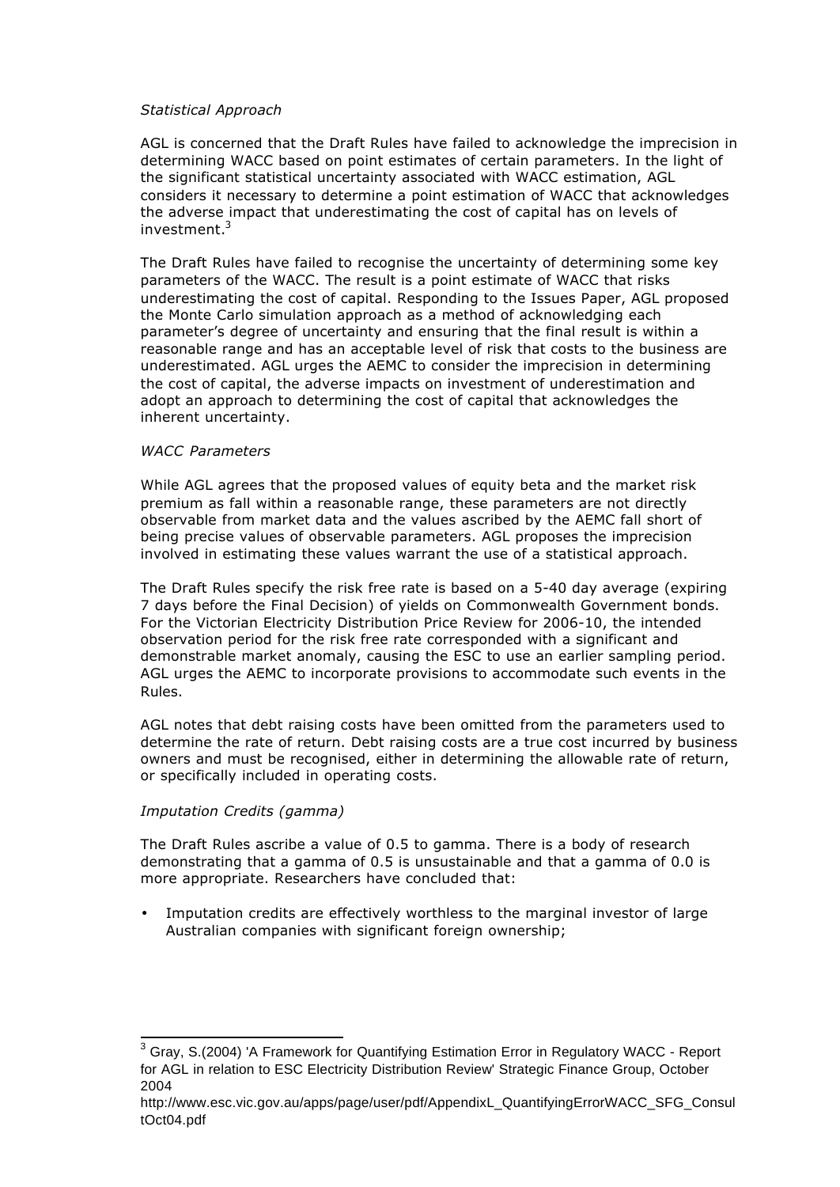*Statistical Approach*

AGL is concerned that the Draft Rules have failed to acknowledge the imprecision in determining WACC based on point estimates of certain parameters. In the light of the significant statistical uncertainty associated with WACC estimation, AGL considers it necessary to determine a point estimation of WACC that acknowledges the adverse impact that underestimating the cost of capital has on levels of investment.[3]

The Draft Rules have failed to recognise the uncertainty of determining some key parameters of the WACC. The result is a point estimate of WACC that risks underestimating the cost of capital. Responding to the Issues Paper, AGL proposed the Monte Carlo simulation approach as a method of acknowledging each parameter's degree of uncertainty and ensuring that the final result is within a reasonable range and has an acceptable level of risk that costs to the business are underestimated. AGL urges the AEMC to consider the imprecision in determining the cost of capital, the adverse impacts on investment of underestimation and adopt an approach to determining the cost of capital that acknowledges the inherent uncertainty.

*WACC Parameters*

While AGL agrees that the proposed values of equity beta and the market risk premium as fall within a reasonable range, these parameters are not directly observable from market data and the values ascribed by the AEMC fall short of being precise values of observable parameters. AGL proposes the imprecision involved in estimating these values warrant the use of a statistical approach.

The Draft Rules specify the risk free rate is based on a 5-40 day average (expiring 7 days before the Final Decision) of yields on Commonwealth Government bonds. For the Victorian Electricity Distribution Price Review for 2006-10, the intended observation period for the risk free rate corresponded with a significant and demonstrable market anomaly, causing the ESC to use an earlier sampling period. AGL urges the AEMC to incorporate provisions to accommodate such events in the Rules.

AGL notes that debt raising costs have been omitted from the parameters used to determine the rate of return. Debt raising costs are a true cost incurred by business owners and must be recognised, either in determining the allowable rate of return, or specifically included in operating costs.

*Imputation Credits (gamma)*

The Draft Rules ascribe a value of 0.5 to gamma. There is a body of research demonstrating that a gamma of 0.5 is unsustainable and that a gamma of 0.0 is more appropriate. Researchers have concluded that:

- Imputation credits are effectively worthless to the marginal investor of large Australian companies with significant foreign ownership;

---

[3] Gray, S.(2004) 'A Framework for Quantifying Estimation Error in Regulatory WACC - Report for AGL in relation to ESC Electricity Distribution Review' Strategic Finance Group, October 2004
http://www.esc.vic.gov.au/apps/page/user/pdf/AppendixL_QuantifyingErrorWACC_SFG_ConsultOct04.pdf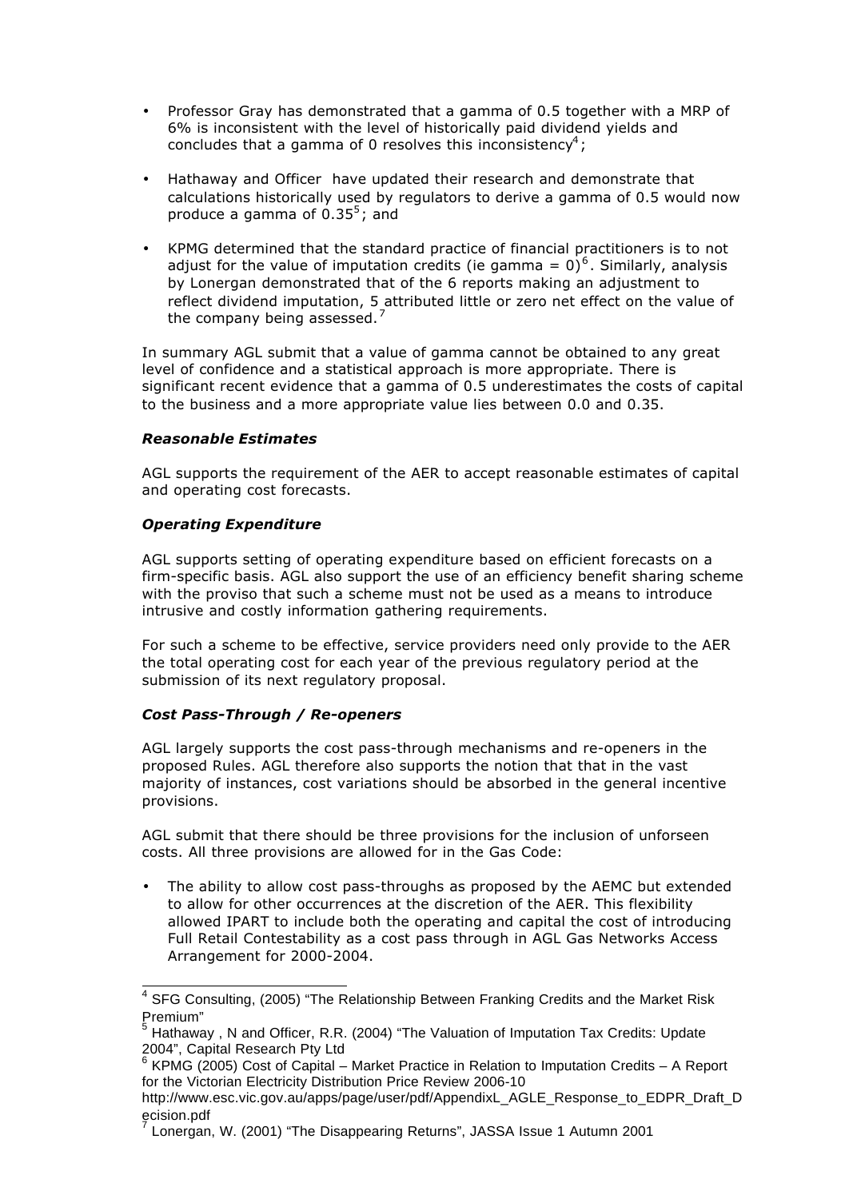- Professor Gray has demonstrated that a gamma of 0.5 together with a MRP of 6% is inconsistent with the level of historically paid dividend yields and concludes that a gamma of 0 resolves this inconsistency[4];

- Hathaway and Officer have updated their research and demonstrate that calculations historically used by regulators to derive a gamma of 0.5 would now produce a gamma of 0.35[5]; and

- KPMG determined that the standard practice of financial practitioners is to not adjust for the value of imputation credits (ie gamma = 0)[6]. Similarly, analysis by Lonergan demonstrated that of the 6 reports making an adjustment to reflect dividend imputation, 5 attributed little or zero net effect on the value of the company being assessed.[7]

In summary AGL submit that a value of gamma cannot be obtained to any great level of confidence and a statistical approach is more appropriate. There is significant recent evidence that a gamma of 0.5 underestimates the costs of capital to the business and a more appropriate value lies between 0.0 and 0.35.

***Reasonable Estimates***

AGL supports the requirement of the AER to accept reasonable estimates of capital and operating cost forecasts.

***Operating Expenditure***

AGL supports setting of operating expenditure based on efficient forecasts on a firm-specific basis. AGL also support the use of an efficiency benefit sharing scheme with the proviso that such a scheme must not be used as a means to introduce intrusive and costly information gathering requirements.

For such a scheme to be effective, service providers need only provide to the AER the total operating cost for each year of the previous regulatory period at the submission of its next regulatory proposal.

***Cost Pass-Through / Re-openers***

AGL largely supports the cost pass-through mechanisms and re-openers in the proposed Rules. AGL therefore also supports the notion that that in the vast majority of instances, cost variations should be absorbed in the general incentive provisions.

AGL submit that there should be three provisions for the inclusion of unforseen costs. All three provisions are allowed for in the Gas Code:

- The ability to allow cost pass-throughs as proposed by the AEMC but extended to allow for other occurrences at the discretion of the AER. This flexibility allowed IPART to include both the operating and capital the cost of introducing Full Retail Contestability as a cost pass through in AGL Gas Networks Access Arrangement for 2000-2004.

---

[4] SFG Consulting, (2005) "The Relationship Between Franking Credits and the Market Risk Premium"

[5] Hathaway , N and Officer, R.R. (2004) "The Valuation of Imputation Tax Credits: Update 2004", Capital Research Pty Ltd

[6] KPMG (2005) Cost of Capital – Market Practice in Relation to Imputation Credits – A Report for the Victorian Electricity Distribution Price Review 2006-10 http://www.esc.vic.gov.au/apps/page/user/pdf/AppendixL_AGLE_Response_to_EDPR_Draft_Decision.pdf

[7] Lonergan, W. (2001) "The Disappearing Returns", JASSA Issue 1 Autumn 2001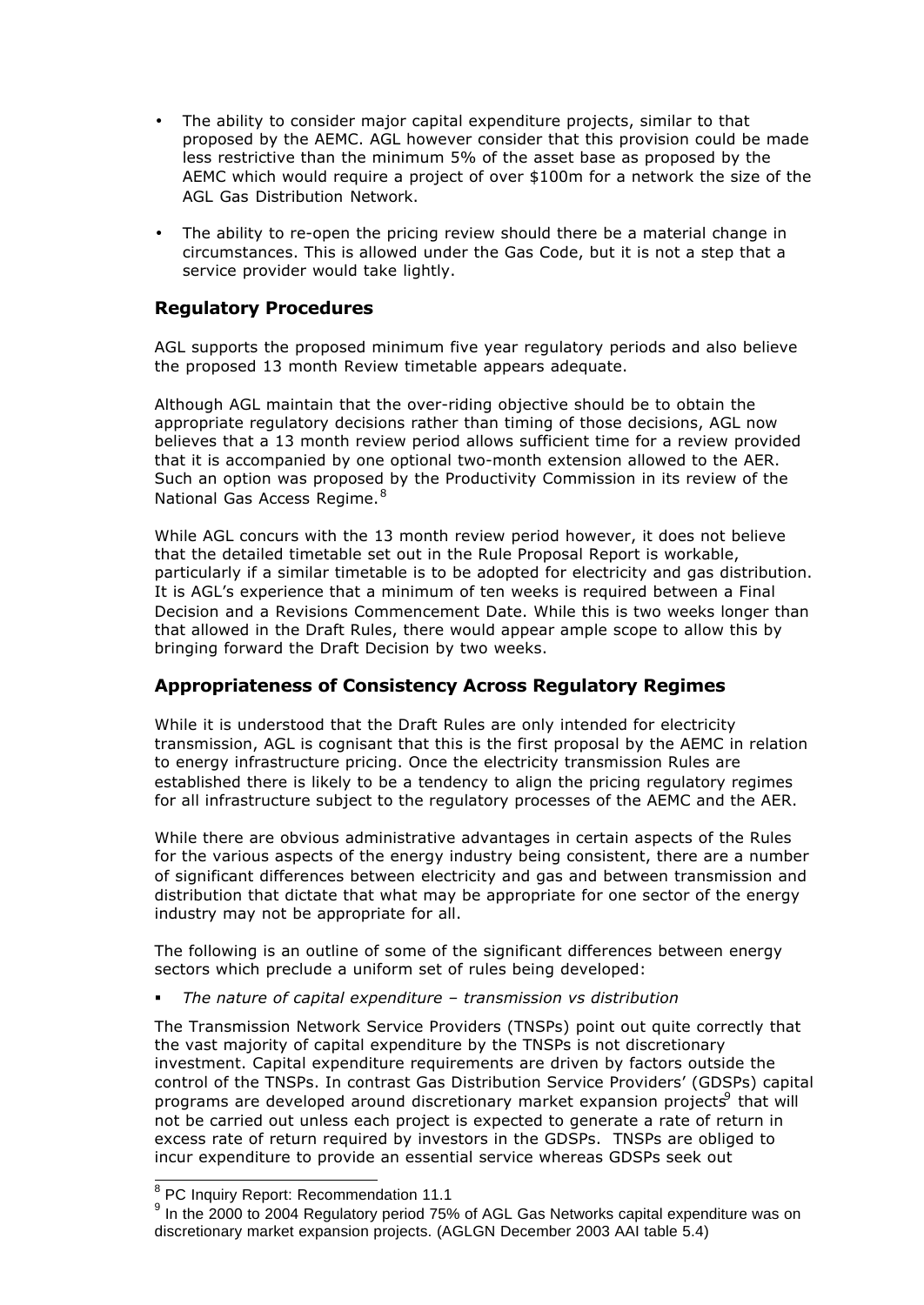- The ability to consider major capital expenditure projects, similar to that proposed by the AEMC. AGL however consider that this provision could be made less restrictive than the minimum 5% of the asset base as proposed by the AEMC which would require a project of over $100m for a network the size of the AGL Gas Distribution Network.
- The ability to re-open the pricing review should there be a material change in circumstances. This is allowed under the Gas Code, but it is not a step that a service provider would take lightly.

## Regulatory Procedures

AGL supports the proposed minimum five year regulatory periods and also believe the proposed 13 month Review timetable appears adequate.

Although AGL maintain that the over-riding objective should be to obtain the appropriate regulatory decisions rather than timing of those decisions, AGL now believes that a 13 month review period allows sufficient time for a review provided that it is accompanied by one optional two-month extension allowed to the AER. Such an option was proposed by the Productivity Commission in its review of the National Gas Access Regime.[8]

While AGL concurs with the 13 month review period however, it does not believe that the detailed timetable set out in the Rule Proposal Report is workable, particularly if a similar timetable is to be adopted for electricity and gas distribution. It is AGL's experience that a minimum of ten weeks is required between a Final Decision and a Revisions Commencement Date. While this is two weeks longer than that allowed in the Draft Rules, there would appear ample scope to allow this by bringing forward the Draft Decision by two weeks.

## Appropriateness of Consistency Across Regulatory Regimes

While it is understood that the Draft Rules are only intended for electricity transmission, AGL is cognisant that this is the first proposal by the AEMC in relation to energy infrastructure pricing. Once the electricity transmission Rules are established there is likely to be a tendency to align the pricing regulatory regimes for all infrastructure subject to the regulatory processes of the AEMC and the AER.

While there are obvious administrative advantages in certain aspects of the Rules for the various aspects of the energy industry being consistent, there are a number of significant differences between electricity and gas and between transmission and distribution that dictate that what may be appropriate for one sector of the energy industry may not be appropriate for all.

The following is an outline of some of the significant differences between energy sectors which preclude a uniform set of rules being developed:

- *The nature of capital expenditure – transmission vs distribution*

The Transmission Network Service Providers (TNSPs) point out quite correctly that the vast majority of capital expenditure by the TNSPs is not discretionary investment. Capital expenditure requirements are driven by factors outside the control of the TNSPs. In contrast Gas Distribution Service Providers' (GDSPs) capital programs are developed around discretionary market expansion projects[9] that will not be carried out unless each project is expected to generate a rate of return in excess rate of return required by investors in the GDSPs. TNSPs are obliged to incur expenditure to provide an essential service whereas GDSPs seek out

[8] PC Inquiry Report: Recommendation 11.1

[9] In the 2000 to 2004 Regulatory period 75% of AGL Gas Networks capital expenditure was on discretionary market expansion projects. (AGLGN December 2003 AAI table 5.4)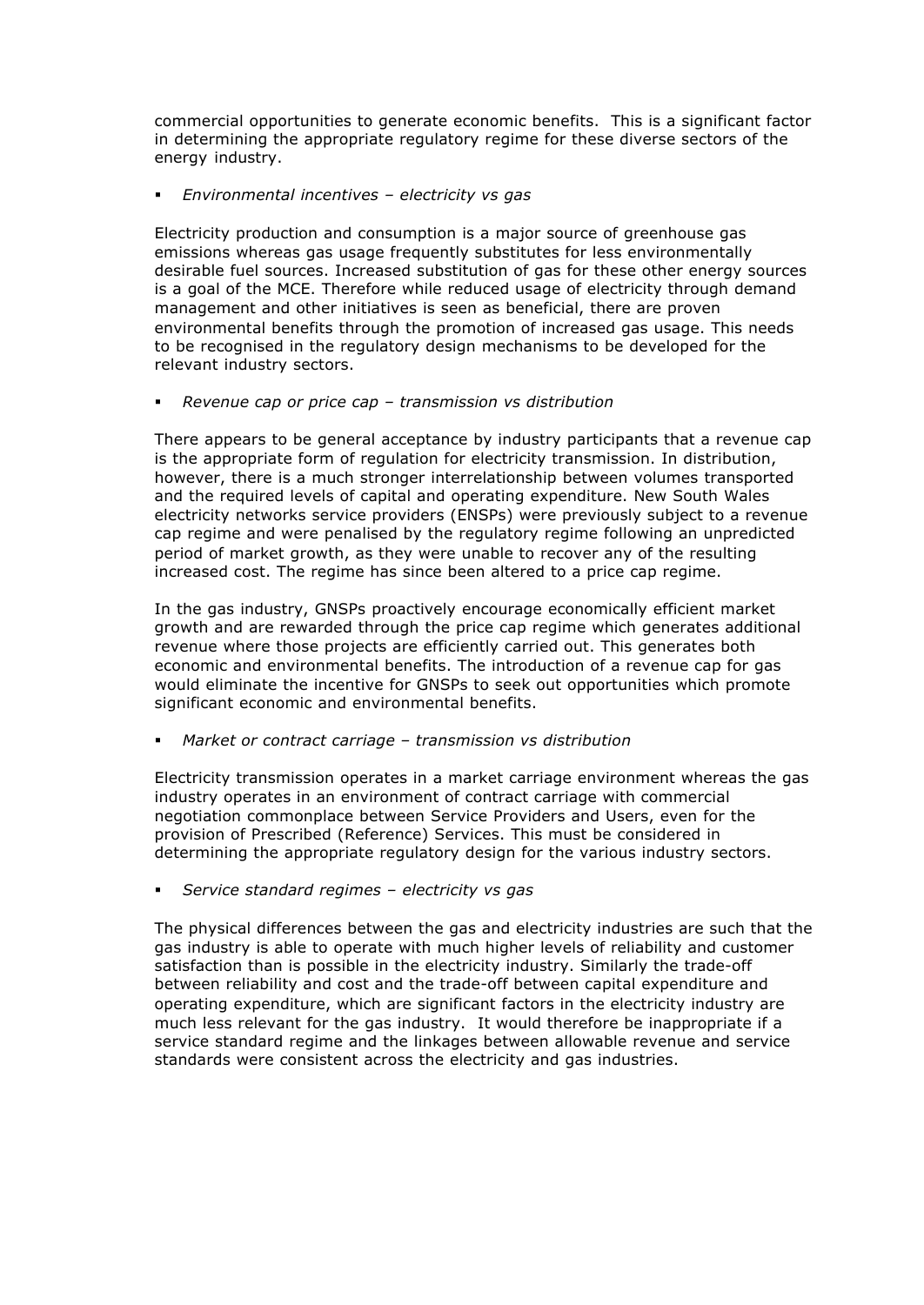commercial opportunities to generate economic benefits. This is a significant factor in determining the appropriate regulatory regime for these diverse sectors of the energy industry.

- *Environmental incentives – electricity vs gas*

Electricity production and consumption is a major source of greenhouse gas emissions whereas gas usage frequently substitutes for less environmentally desirable fuel sources. Increased substitution of gas for these other energy sources is a goal of the MCE. Therefore while reduced usage of electricity through demand management and other initiatives is seen as beneficial, there are proven environmental benefits through the promotion of increased gas usage. This needs to be recognised in the regulatory design mechanisms to be developed for the relevant industry sectors.

- *Revenue cap or price cap – transmission vs distribution*

There appears to be general acceptance by industry participants that a revenue cap is the appropriate form of regulation for electricity transmission. In distribution, however, there is a much stronger interrelationship between volumes transported and the required levels of capital and operating expenditure. New South Wales electricity networks service providers (ENSPs) were previously subject to a revenue cap regime and were penalised by the regulatory regime following an unpredicted period of market growth, as they were unable to recover any of the resulting increased cost. The regime has since been altered to a price cap regime.

In the gas industry, GNSPs proactively encourage economically efficient market growth and are rewarded through the price cap regime which generates additional revenue where those projects are efficiently carried out. This generates both economic and environmental benefits. The introduction of a revenue cap for gas would eliminate the incentive for GNSPs to seek out opportunities which promote significant economic and environmental benefits.

- *Market or contract carriage – transmission vs distribution*

Electricity transmission operates in a market carriage environment whereas the gas industry operates in an environment of contract carriage with commercial negotiation commonplace between Service Providers and Users, even for the provision of Prescribed (Reference) Services. This must be considered in determining the appropriate regulatory design for the various industry sectors.

- *Service standard regimes – electricity vs gas*

The physical differences between the gas and electricity industries are such that the gas industry is able to operate with much higher levels of reliability and customer satisfaction than is possible in the electricity industry. Similarly the trade-off between reliability and cost and the trade-off between capital expenditure and operating expenditure, which are significant factors in the electricity industry are much less relevant for the gas industry. It would therefore be inappropriate if a service standard regime and the linkages between allowable revenue and service standards were consistent across the electricity and gas industries.